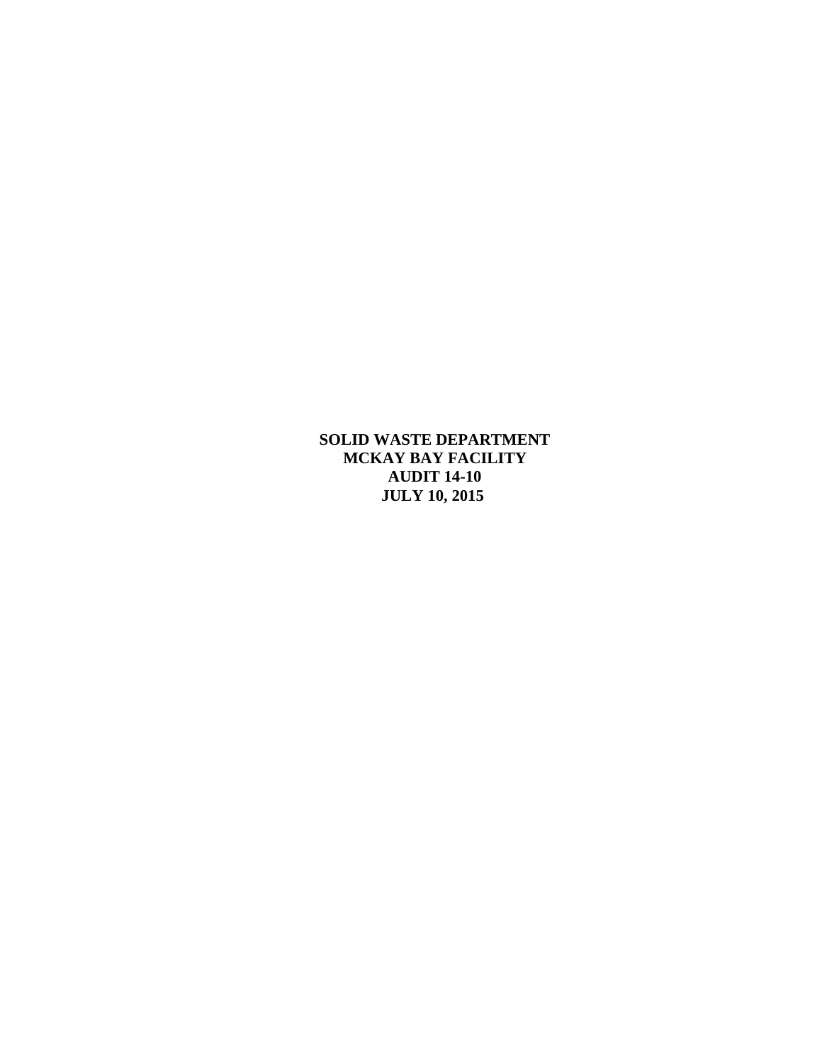**SOLID WASTE DEPARTMENT**
**MCKAY BAY FACILITY**
**AUDIT 14-10**
**JULY 10, 2015**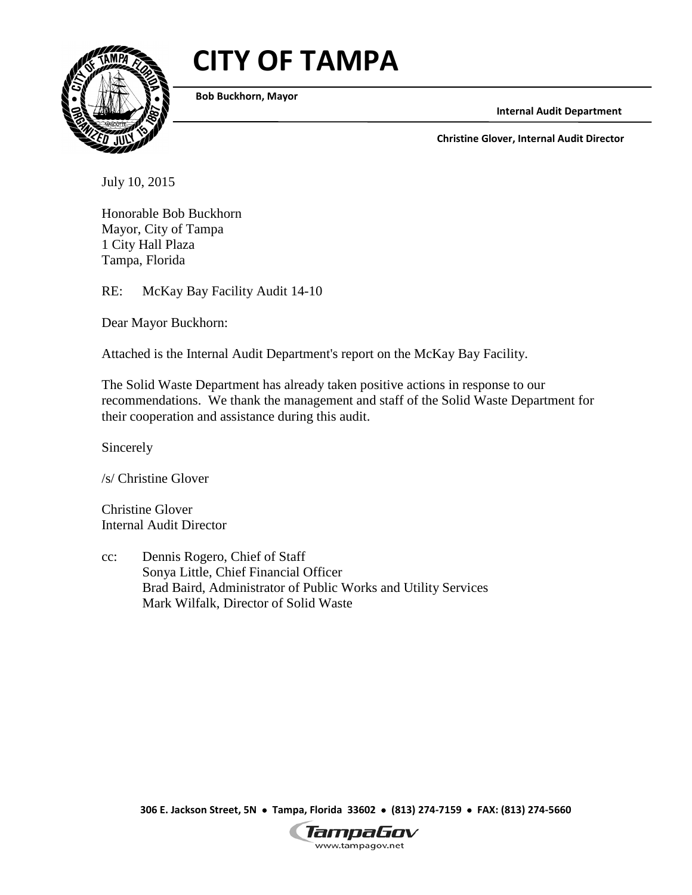# CITY OF TAMPA

**Bob Buckhorn, Mayor**

**Internal Audit Department**

**Christine Glover, Internal Audit Director**

July 10, 2015

Honorable Bob Buckhorn
Mayor, City of Tampa
1 City Hall Plaza
Tampa, Florida

RE: McKay Bay Facility Audit 14-10

Dear Mayor Buckhorn:

Attached is the Internal Audit Department's report on the McKay Bay Facility.

The Solid Waste Department has already taken positive actions in response to our recommendations. We thank the management and staff of the Solid Waste Department for their cooperation and assistance during this audit.

Sincerely

/s/ Christine Glover

Christine Glover
Internal Audit Director

cc: Dennis Rogero, Chief of Staff
Sonya Little, Chief Financial Officer
Brad Baird, Administrator of Public Works and Utility Services
Mark Wilfalk, Director of Solid Waste

**306 E. Jackson Street, 5N • Tampa, Florida 33602 • (813) 274-7159 • FAX: (813) 274-5660**

TampaGov
www.tampagov.net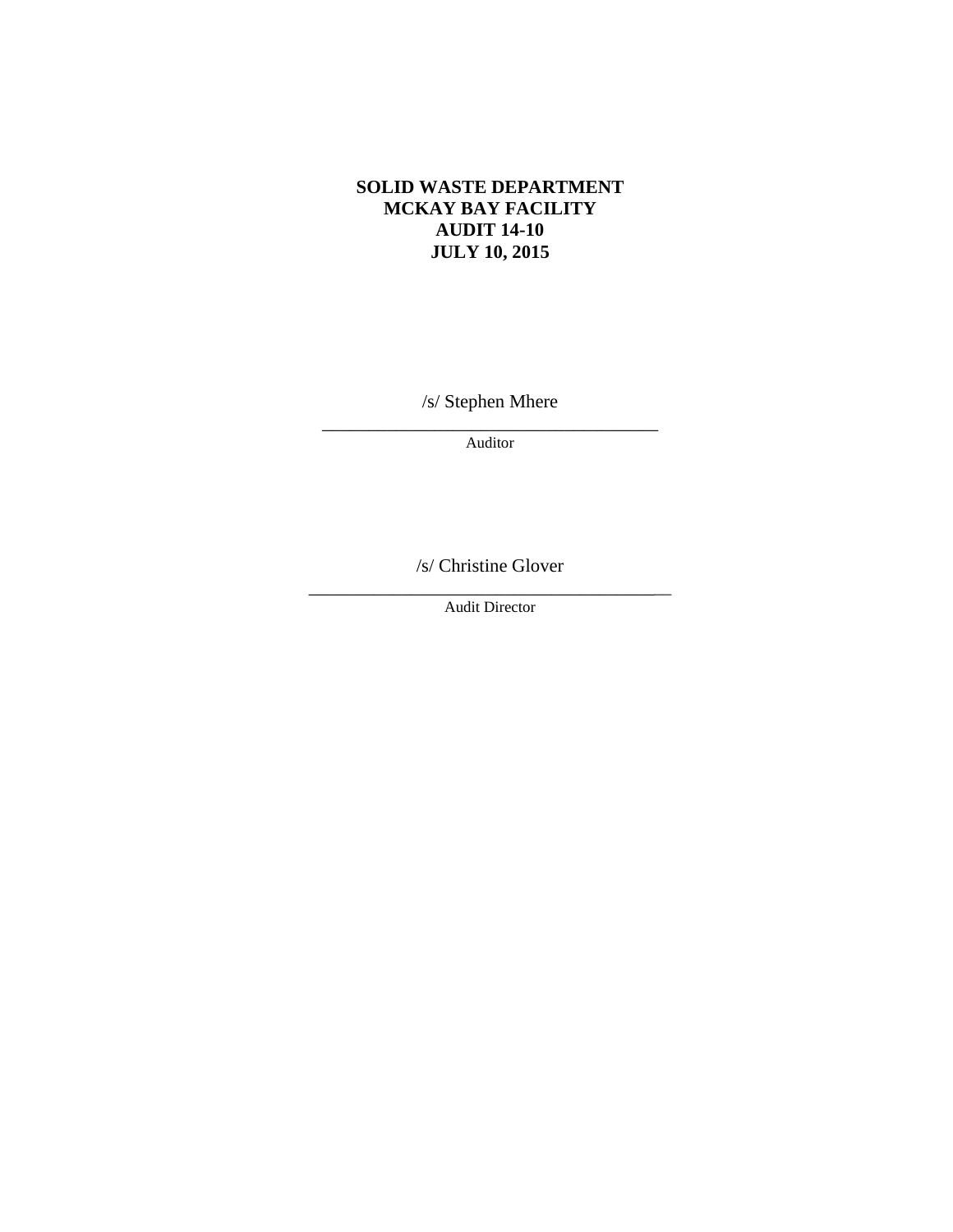**SOLID WASTE DEPARTMENT**
**MCKAY BAY FACILITY**
**AUDIT 14-10**
**JULY 10, 2015**

/s/ Stephen Mhere

\_\_\_\_\_\_\_\_\_\_\_\_\_\_\_\_\_\_\_\_\_\_\_\_\_\_\_\_\_\_\_\_\_\_\_\_\_\_\_

Auditor

/s/ Christine Glover

\_\_\_\_\_\_\_\_\_\_\_\_\_\_\_\_\_\_\_\_\_\_\_\_\_\_\_\_\_\_\_\_\_\_\_\_\_\_\_\_\_\_

Audit Director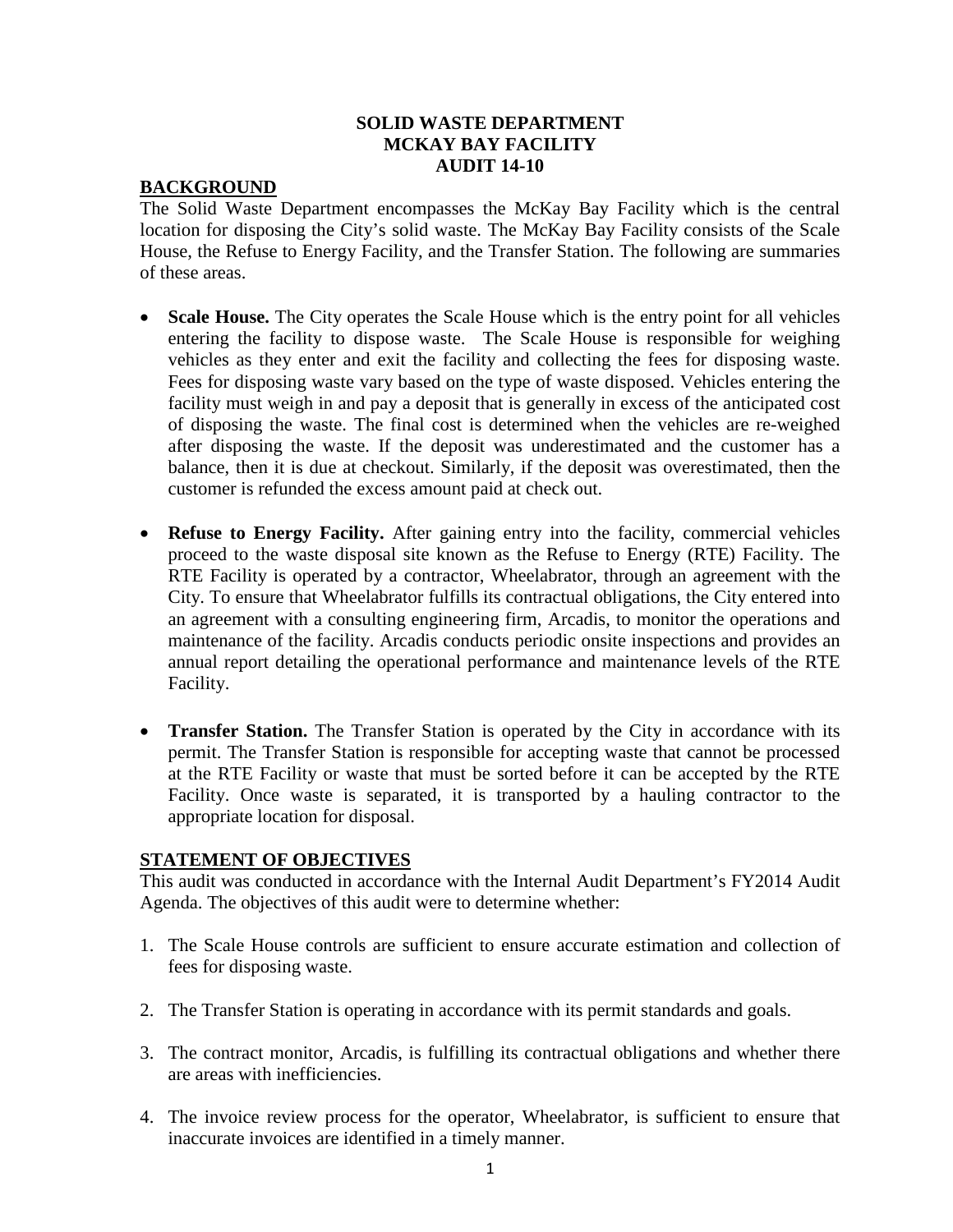**SOLID WASTE DEPARTMENT**
**MCKAY BAY FACILITY**
**AUDIT 14-10**

## BACKGROUND

The Solid Waste Department encompasses the McKay Bay Facility which is the central location for disposing the City's solid waste. The McKay Bay Facility consists of the Scale House, the Refuse to Energy Facility, and the Transfer Station. The following are summaries of these areas.

- **Scale House.** The City operates the Scale House which is the entry point for all vehicles entering the facility to dispose waste. The Scale House is responsible for weighing vehicles as they enter and exit the facility and collecting the fees for disposing waste. Fees for disposing waste vary based on the type of waste disposed. Vehicles entering the facility must weigh in and pay a deposit that is generally in excess of the anticipated cost of disposing the waste. The final cost is determined when the vehicles are re-weighed after disposing the waste. If the deposit was underestimated and the customer has a balance, then it is due at checkout. Similarly, if the deposit was overestimated, then the customer is refunded the excess amount paid at check out.

- **Refuse to Energy Facility.** After gaining entry into the facility, commercial vehicles proceed to the waste disposal site known as the Refuse to Energy (RTE) Facility. The RTE Facility is operated by a contractor, Wheelabrator, through an agreement with the City. To ensure that Wheelabrator fulfills its contractual obligations, the City entered into an agreement with a consulting engineering firm, Arcadis, to monitor the operations and maintenance of the facility. Arcadis conducts periodic onsite inspections and provides an annual report detailing the operational performance and maintenance levels of the RTE Facility.

- **Transfer Station.** The Transfer Station is operated by the City in accordance with its permit. The Transfer Station is responsible for accepting waste that cannot be processed at the RTE Facility or waste that must be sorted before it can be accepted by the RTE Facility. Once waste is separated, it is transported by a hauling contractor to the appropriate location for disposal.

## STATEMENT OF OBJECTIVES

This audit was conducted in accordance with the Internal Audit Department's FY2014 Audit Agenda. The objectives of this audit were to determine whether:

1. The Scale House controls are sufficient to ensure accurate estimation and collection of fees for disposing waste.

2. The Transfer Station is operating in accordance with its permit standards and goals.

3. The contract monitor, Arcadis, is fulfilling its contractual obligations and whether there are areas with inefficiencies.

4. The invoice review process for the operator, Wheelabrator, is sufficient to ensure that inaccurate invoices are identified in a timely manner.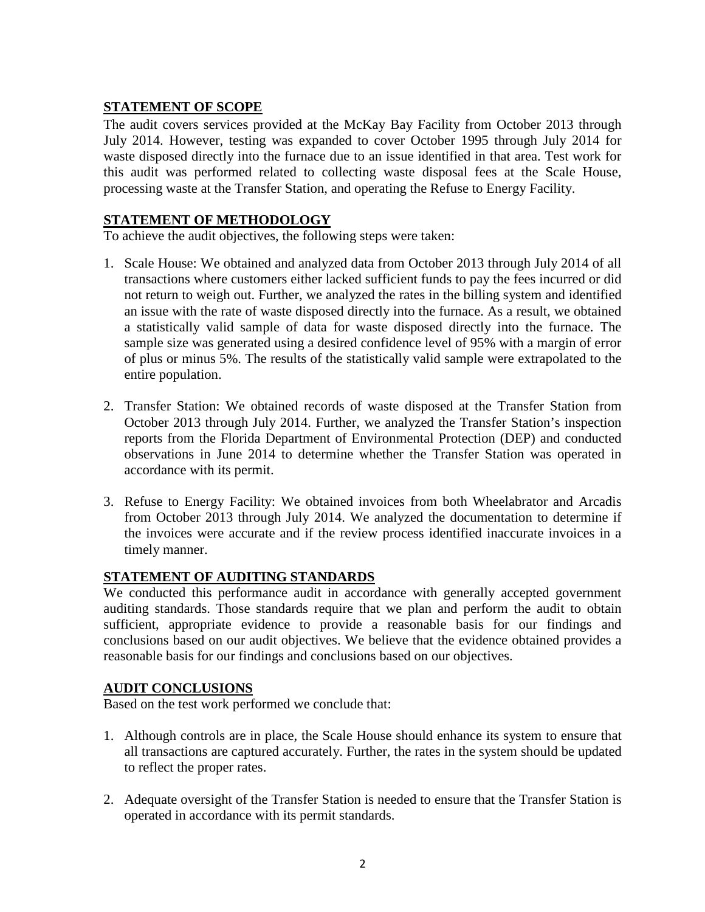## STATEMENT OF SCOPE

The audit covers services provided at the McKay Bay Facility from October 2013 through July 2014. However, testing was expanded to cover October 1995 through July 2014 for waste disposed directly into the furnace due to an issue identified in that area. Test work for this audit was performed related to collecting waste disposal fees at the Scale House, processing waste at the Transfer Station, and operating the Refuse to Energy Facility.

## STATEMENT OF METHODOLOGY

To achieve the audit objectives, the following steps were taken:

1. Scale House: We obtained and analyzed data from October 2013 through July 2014 of all transactions where customers either lacked sufficient funds to pay the fees incurred or did not return to weigh out. Further, we analyzed the rates in the billing system and identified an issue with the rate of waste disposed directly into the furnace. As a result, we obtained a statistically valid sample of data for waste disposed directly into the furnace. The sample size was generated using a desired confidence level of 95% with a margin of error of plus or minus 5%. The results of the statistically valid sample were extrapolated to the entire population.

2. Transfer Station: We obtained records of waste disposed at the Transfer Station from October 2013 through July 2014. Further, we analyzed the Transfer Station's inspection reports from the Florida Department of Environmental Protection (DEP) and conducted observations in June 2014 to determine whether the Transfer Station was operated in accordance with its permit.

3. Refuse to Energy Facility: We obtained invoices from both Wheelabrator and Arcadis from October 2013 through July 2014. We analyzed the documentation to determine if the invoices were accurate and if the review process identified inaccurate invoices in a timely manner.

## STATEMENT OF AUDITING STANDARDS

We conducted this performance audit in accordance with generally accepted government auditing standards. Those standards require that we plan and perform the audit to obtain sufficient, appropriate evidence to provide a reasonable basis for our findings and conclusions based on our audit objectives. We believe that the evidence obtained provides a reasonable basis for our findings and conclusions based on our objectives.

## AUDIT CONCLUSIONS

Based on the test work performed we conclude that:

1. Although controls are in place, the Scale House should enhance its system to ensure that all transactions are captured accurately. Further, the rates in the system should be updated to reflect the proper rates.

2. Adequate oversight of the Transfer Station is needed to ensure that the Transfer Station is operated in accordance with its permit standards.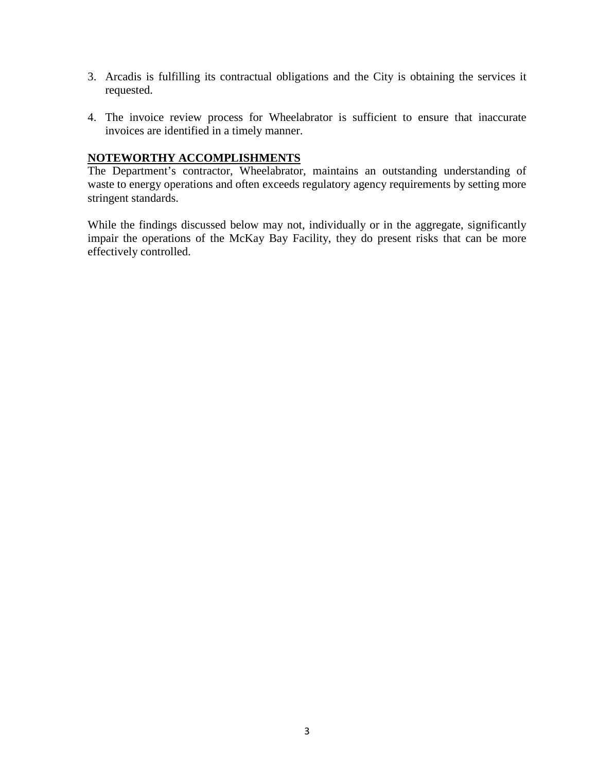3. Arcadis is fulfilling its contractual obligations and the City is obtaining the services it requested.

4. The invoice review process for Wheelabrator is sufficient to ensure that inaccurate invoices are identified in a timely manner.

**NOTEWORTHY ACCOMPLISHMENTS**

The Department's contractor, Wheelabrator, maintains an outstanding understanding of waste to energy operations and often exceeds regulatory agency requirements by setting more stringent standards.

While the findings discussed below may not, individually or in the aggregate, significantly impair the operations of the McKay Bay Facility, they do present risks that can be more effectively controlled.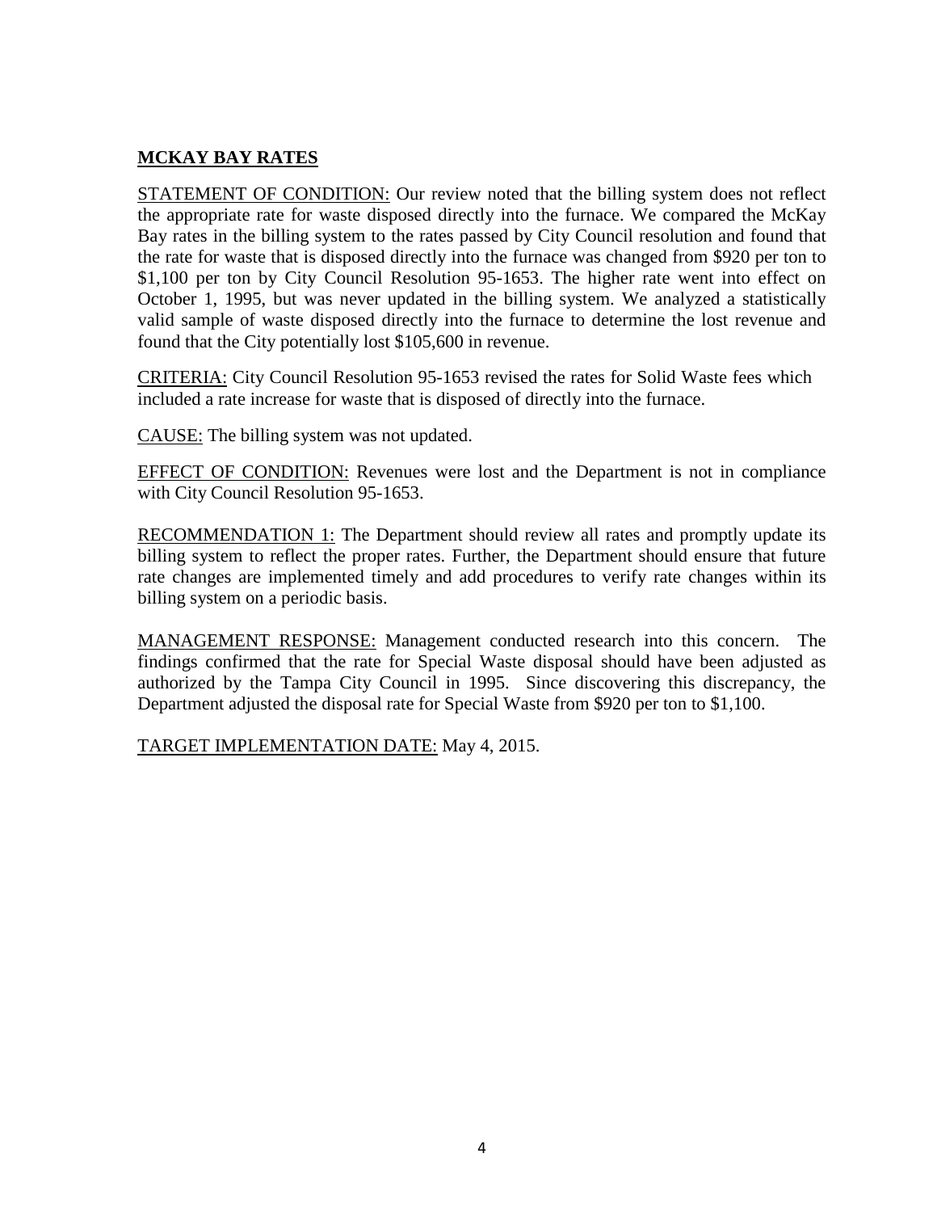## MCKAY BAY RATES

STATEMENT OF CONDITION: Our review noted that the billing system does not reflect the appropriate rate for waste disposed directly into the furnace. We compared the McKay Bay rates in the billing system to the rates passed by City Council resolution and found that the rate for waste that is disposed directly into the furnace was changed from $920 per ton to $1,100 per ton by City Council Resolution 95-1653. The higher rate went into effect on October 1, 1995, but was never updated in the billing system. We analyzed a statistically valid sample of waste disposed directly into the furnace to determine the lost revenue and found that the City potentially lost $105,600 in revenue.

CRITERIA: City Council Resolution 95-1653 revised the rates for Solid Waste fees which included a rate increase for waste that is disposed of directly into the furnace.

CAUSE: The billing system was not updated.

EFFECT OF CONDITION: Revenues were lost and the Department is not in compliance with City Council Resolution 95-1653.

RECOMMENDATION 1: The Department should review all rates and promptly update its billing system to reflect the proper rates. Further, the Department should ensure that future rate changes are implemented timely and add procedures to verify rate changes within its billing system on a periodic basis.

MANAGEMENT RESPONSE: Management conducted research into this concern. The findings confirmed that the rate for Special Waste disposal should have been adjusted as authorized by the Tampa City Council in 1995. Since discovering this discrepancy, the Department adjusted the disposal rate for Special Waste from $920 per ton to $1,100.

TARGET IMPLEMENTATION DATE: May 4, 2015.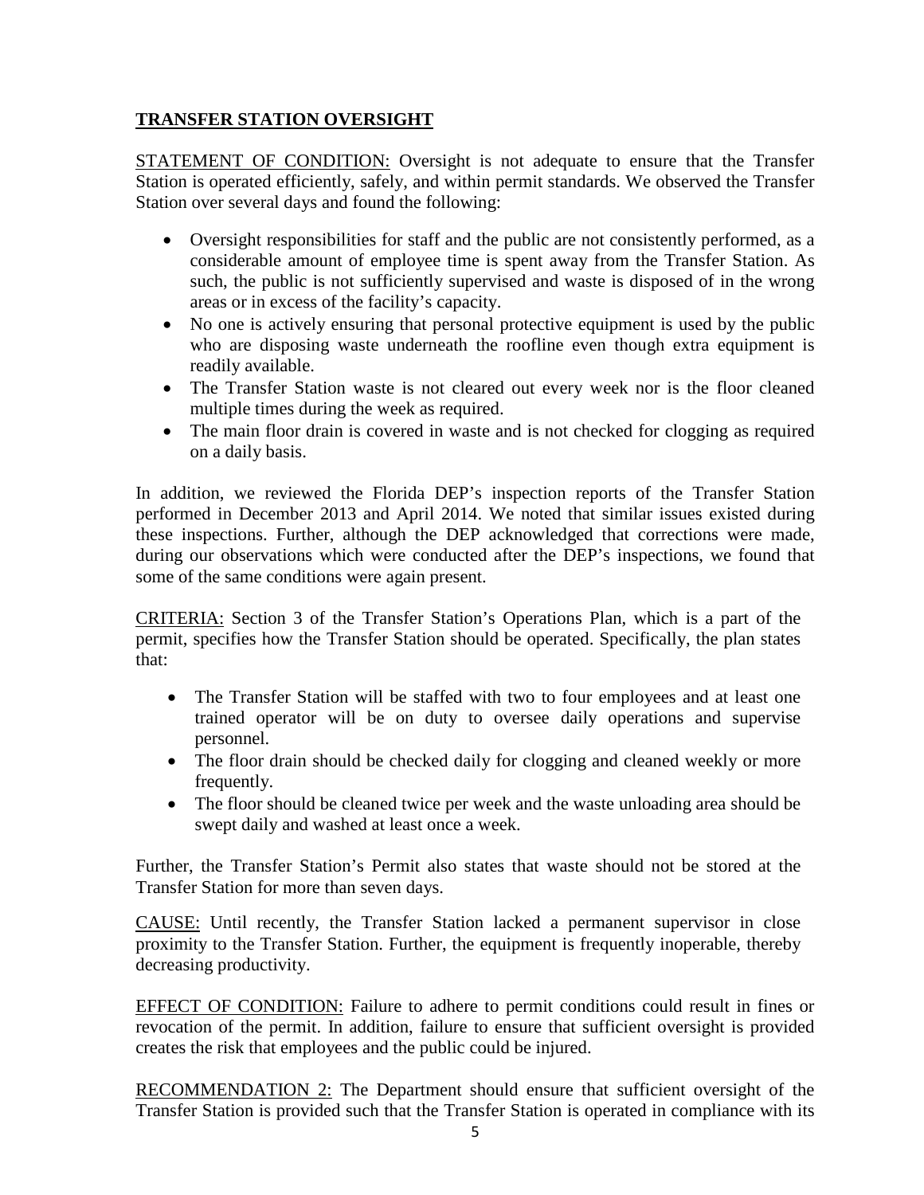**TRANSFER STATION OVERSIGHT**

STATEMENT OF CONDITION: Oversight is not adequate to ensure that the Transfer Station is operated efficiently, safely, and within permit standards. We observed the Transfer Station over several days and found the following:

- Oversight responsibilities for staff and the public are not consistently performed, as a considerable amount of employee time is spent away from the Transfer Station. As such, the public is not sufficiently supervised and waste is disposed of in the wrong areas or in excess of the facility's capacity.
- No one is actively ensuring that personal protective equipment is used by the public who are disposing waste underneath the roofline even though extra equipment is readily available.
- The Transfer Station waste is not cleared out every week nor is the floor cleaned multiple times during the week as required.
- The main floor drain is covered in waste and is not checked for clogging as required on a daily basis.

In addition, we reviewed the Florida DEP's inspection reports of the Transfer Station performed in December 2013 and April 2014. We noted that similar issues existed during these inspections. Further, although the DEP acknowledged that corrections were made, during our observations which were conducted after the DEP's inspections, we found that some of the same conditions were again present.

CRITERIA: Section 3 of the Transfer Station's Operations Plan, which is a part of the permit, specifies how the Transfer Station should be operated. Specifically, the plan states that:

- The Transfer Station will be staffed with two to four employees and at least one trained operator will be on duty to oversee daily operations and supervise personnel.
- The floor drain should be checked daily for clogging and cleaned weekly or more frequently.
- The floor should be cleaned twice per week and the waste unloading area should be swept daily and washed at least once a week.

Further, the Transfer Station's Permit also states that waste should not be stored at the Transfer Station for more than seven days.

CAUSE: Until recently, the Transfer Station lacked a permanent supervisor in close proximity to the Transfer Station. Further, the equipment is frequently inoperable, thereby decreasing productivity.

EFFECT OF CONDITION: Failure to adhere to permit conditions could result in fines or revocation of the permit. In addition, failure to ensure that sufficient oversight is provided creates the risk that employees and the public could be injured.

RECOMMENDATION 2: The Department should ensure that sufficient oversight of the Transfer Station is provided such that the Transfer Station is operated in compliance with its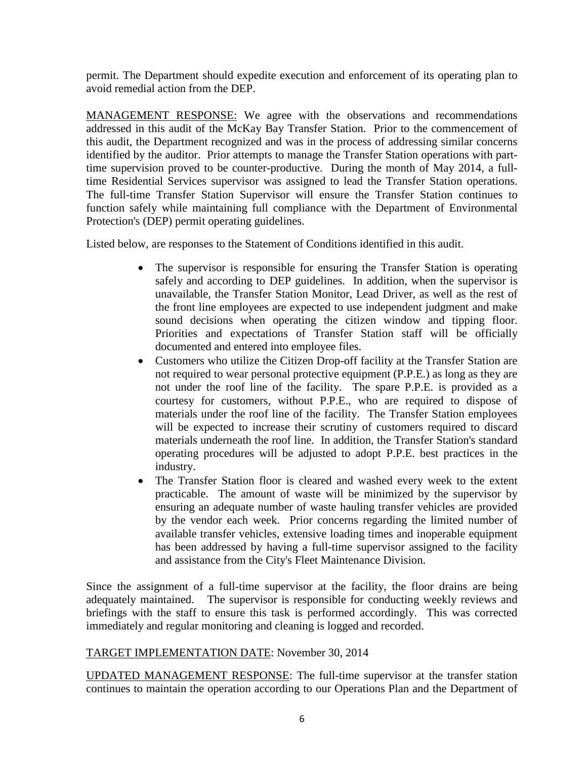permit. The Department should expedite execution and enforcement of its operating plan to avoid remedial action from the DEP.

MANAGEMENT RESPONSE: We agree with the observations and recommendations addressed in this audit of the McKay Bay Transfer Station. Prior to the commencement of this audit, the Department recognized and was in the process of addressing similar concerns identified by the auditor. Prior attempts to manage the Transfer Station operations with part-time supervision proved to be counter-productive. During the month of May 2014, a full-time Residential Services supervisor was assigned to lead the Transfer Station operations. The full-time Transfer Station Supervisor will ensure the Transfer Station continues to function safely while maintaining full compliance with the Department of Environmental Protection's (DEP) permit operating guidelines.

Listed below, are responses to the Statement of Conditions identified in this audit.

- The supervisor is responsible for ensuring the Transfer Station is operating safely and according to DEP guidelines. In addition, when the supervisor is unavailable, the Transfer Station Monitor, Lead Driver, as well as the rest of the front line employees are expected to use independent judgment and make sound decisions when operating the citizen window and tipping floor. Priorities and expectations of Transfer Station staff will be officially documented and entered into employee files.
- Customers who utilize the Citizen Drop-off facility at the Transfer Station are not required to wear personal protective equipment (P.P.E.) as long as they are not under the roof line of the facility. The spare P.P.E. is provided as a courtesy for customers, without P.P.E., who are required to dispose of materials under the roof line of the facility. The Transfer Station employees will be expected to increase their scrutiny of customers required to discard materials underneath the roof line. In addition, the Transfer Station's standard operating procedures will be adjusted to adopt P.P.E. best practices in the industry.
- The Transfer Station floor is cleared and washed every week to the extent practicable. The amount of waste will be minimized by the supervisor by ensuring an adequate number of waste hauling transfer vehicles are provided by the vendor each week. Prior concerns regarding the limited number of available transfer vehicles, extensive loading times and inoperable equipment has been addressed by having a full-time supervisor assigned to the facility and assistance from the City's Fleet Maintenance Division.

Since the assignment of a full-time supervisor at the facility, the floor drains are being adequately maintained. The supervisor is responsible for conducting weekly reviews and briefings with the staff to ensure this task is performed accordingly. This was corrected immediately and regular monitoring and cleaning is logged and recorded.

TARGET IMPLEMENTATION DATE: November 30, 2014

UPDATED MANAGEMENT RESPONSE: The full-time supervisor at the transfer station continues to maintain the operation according to our Operations Plan and the Department of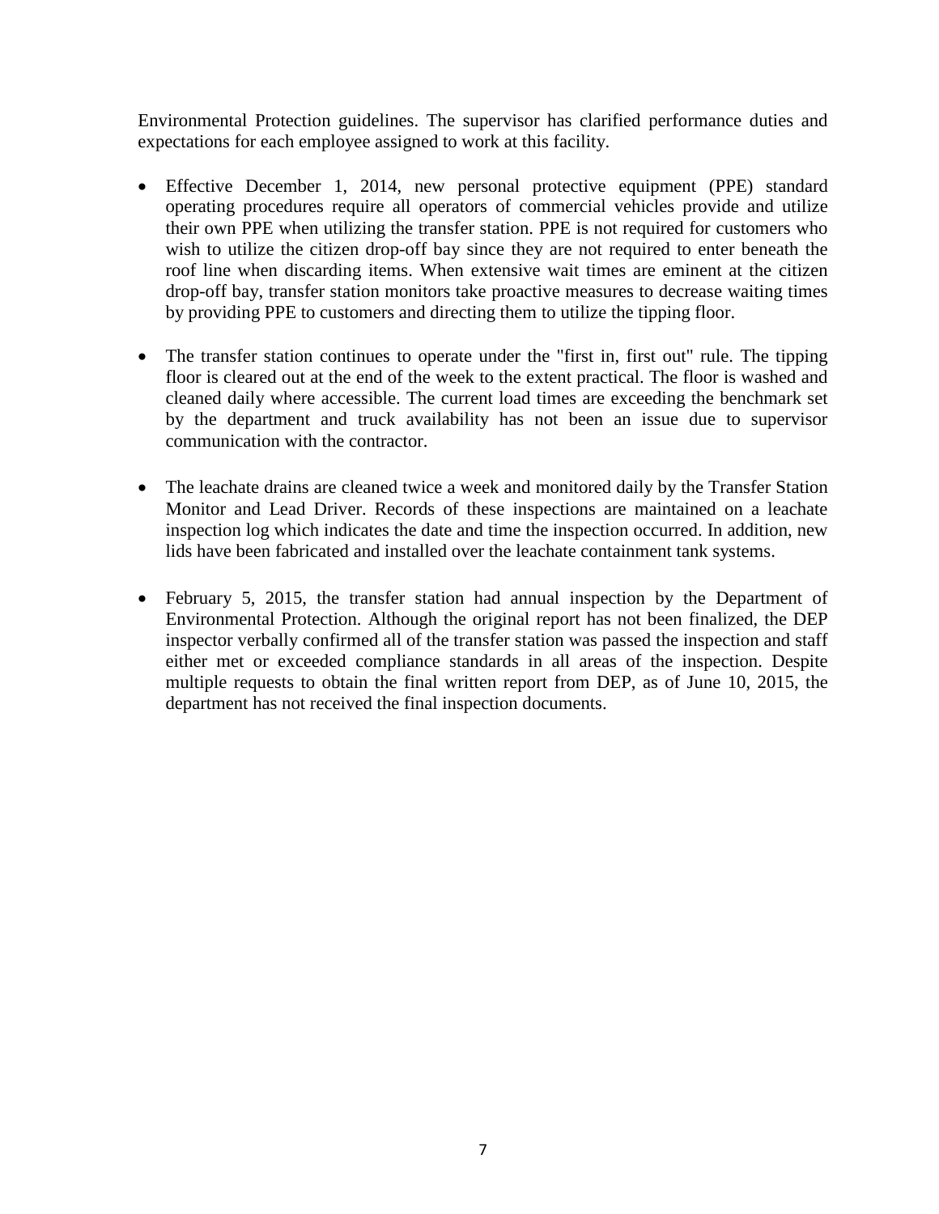Environmental Protection guidelines. The supervisor has clarified performance duties and expectations for each employee assigned to work at this facility.

- Effective December 1, 2014, new personal protective equipment (PPE) standard operating procedures require all operators of commercial vehicles provide and utilize their own PPE when utilizing the transfer station. PPE is not required for customers who wish to utilize the citizen drop-off bay since they are not required to enter beneath the roof line when discarding items. When extensive wait times are eminent at the citizen drop-off bay, transfer station monitors take proactive measures to decrease waiting times by providing PPE to customers and directing them to utilize the tipping floor.

- The transfer station continues to operate under the "first in, first out" rule. The tipping floor is cleared out at the end of the week to the extent practical. The floor is washed and cleaned daily where accessible. The current load times are exceeding the benchmark set by the department and truck availability has not been an issue due to supervisor communication with the contractor.

- The leachate drains are cleaned twice a week and monitored daily by the Transfer Station Monitor and Lead Driver. Records of these inspections are maintained on a leachate inspection log which indicates the date and time the inspection occurred. In addition, new lids have been fabricated and installed over the leachate containment tank systems.

- February 5, 2015, the transfer station had annual inspection by the Department of Environmental Protection. Although the original report has not been finalized, the DEP inspector verbally confirmed all of the transfer station was passed the inspection and staff either met or exceeded compliance standards in all areas of the inspection. Despite multiple requests to obtain the final written report from DEP, as of June 10, 2015, the department has not received the final inspection documents.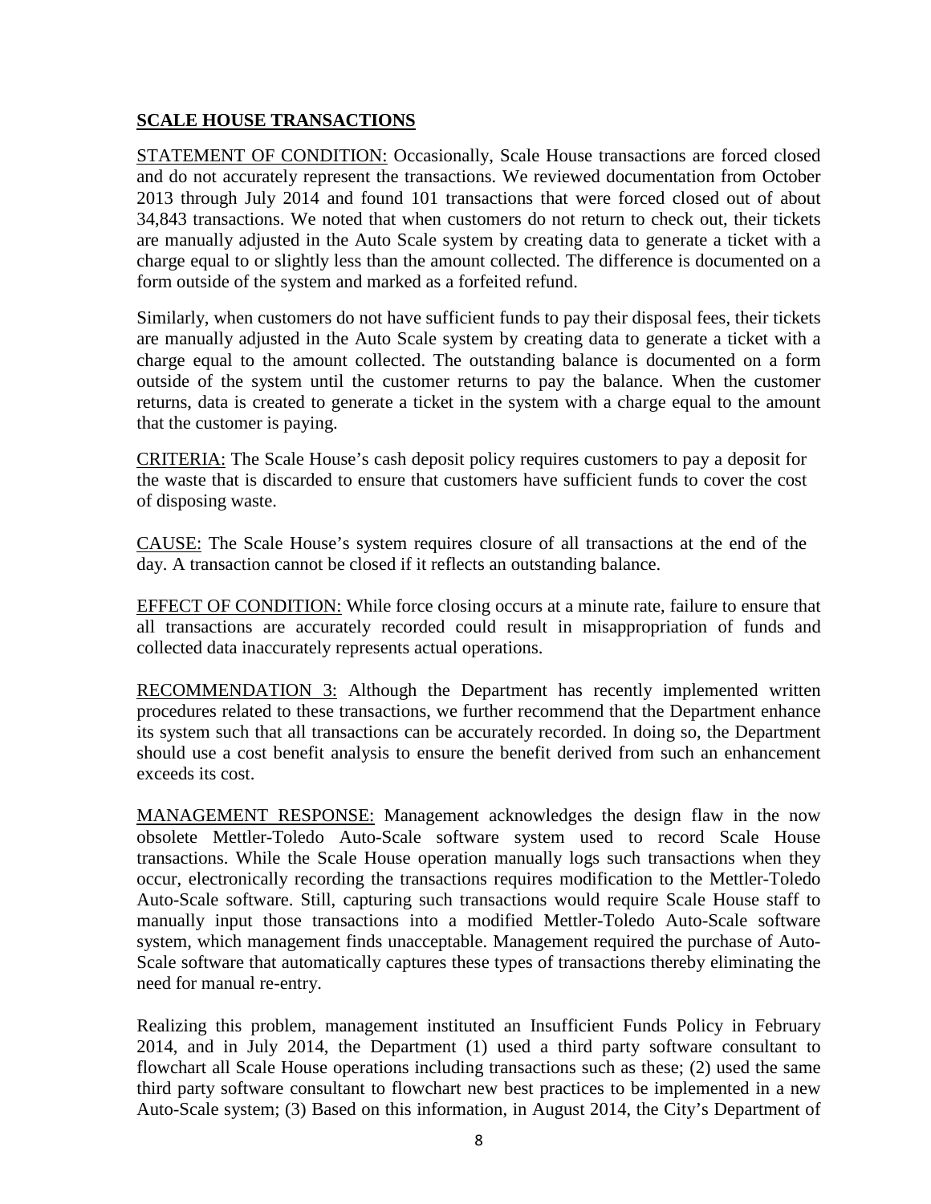## SCALE HOUSE TRANSACTIONS

STATEMENT OF CONDITION: Occasionally, Scale House transactions are forced closed and do not accurately represent the transactions. We reviewed documentation from October 2013 through July 2014 and found 101 transactions that were forced closed out of about 34,843 transactions. We noted that when customers do not return to check out, their tickets are manually adjusted in the Auto Scale system by creating data to generate a ticket with a charge equal to or slightly less than the amount collected. The difference is documented on a form outside of the system and marked as a forfeited refund.

Similarly, when customers do not have sufficient funds to pay their disposal fees, their tickets are manually adjusted in the Auto Scale system by creating data to generate a ticket with a charge equal to the amount collected. The outstanding balance is documented on a form outside of the system until the customer returns to pay the balance. When the customer returns, data is created to generate a ticket in the system with a charge equal to the amount that the customer is paying.

CRITERIA: The Scale House's cash deposit policy requires customers to pay a deposit for the waste that is discarded to ensure that customers have sufficient funds to cover the cost of disposing waste.

CAUSE: The Scale House's system requires closure of all transactions at the end of the day. A transaction cannot be closed if it reflects an outstanding balance.

EFFECT OF CONDITION: While force closing occurs at a minute rate, failure to ensure that all transactions are accurately recorded could result in misappropriation of funds and collected data inaccurately represents actual operations.

RECOMMENDATION 3: Although the Department has recently implemented written procedures related to these transactions, we further recommend that the Department enhance its system such that all transactions can be accurately recorded. In doing so, the Department should use a cost benefit analysis to ensure the benefit derived from such an enhancement exceeds its cost.

MANAGEMENT RESPONSE: Management acknowledges the design flaw in the now obsolete Mettler-Toledo Auto-Scale software system used to record Scale House transactions. While the Scale House operation manually logs such transactions when they occur, electronically recording the transactions requires modification to the Mettler-Toledo Auto-Scale software. Still, capturing such transactions would require Scale House staff to manually input those transactions into a modified Mettler-Toledo Auto-Scale software system, which management finds unacceptable. Management required the purchase of Auto-Scale software that automatically captures these types of transactions thereby eliminating the need for manual re-entry.

Realizing this problem, management instituted an Insufficient Funds Policy in February 2014, and in July 2014, the Department (1) used a third party software consultant to flowchart all Scale House operations including transactions such as these; (2) used the same third party software consultant to flowchart new best practices to be implemented in a new Auto-Scale system; (3) Based on this information, in August 2014, the City's Department of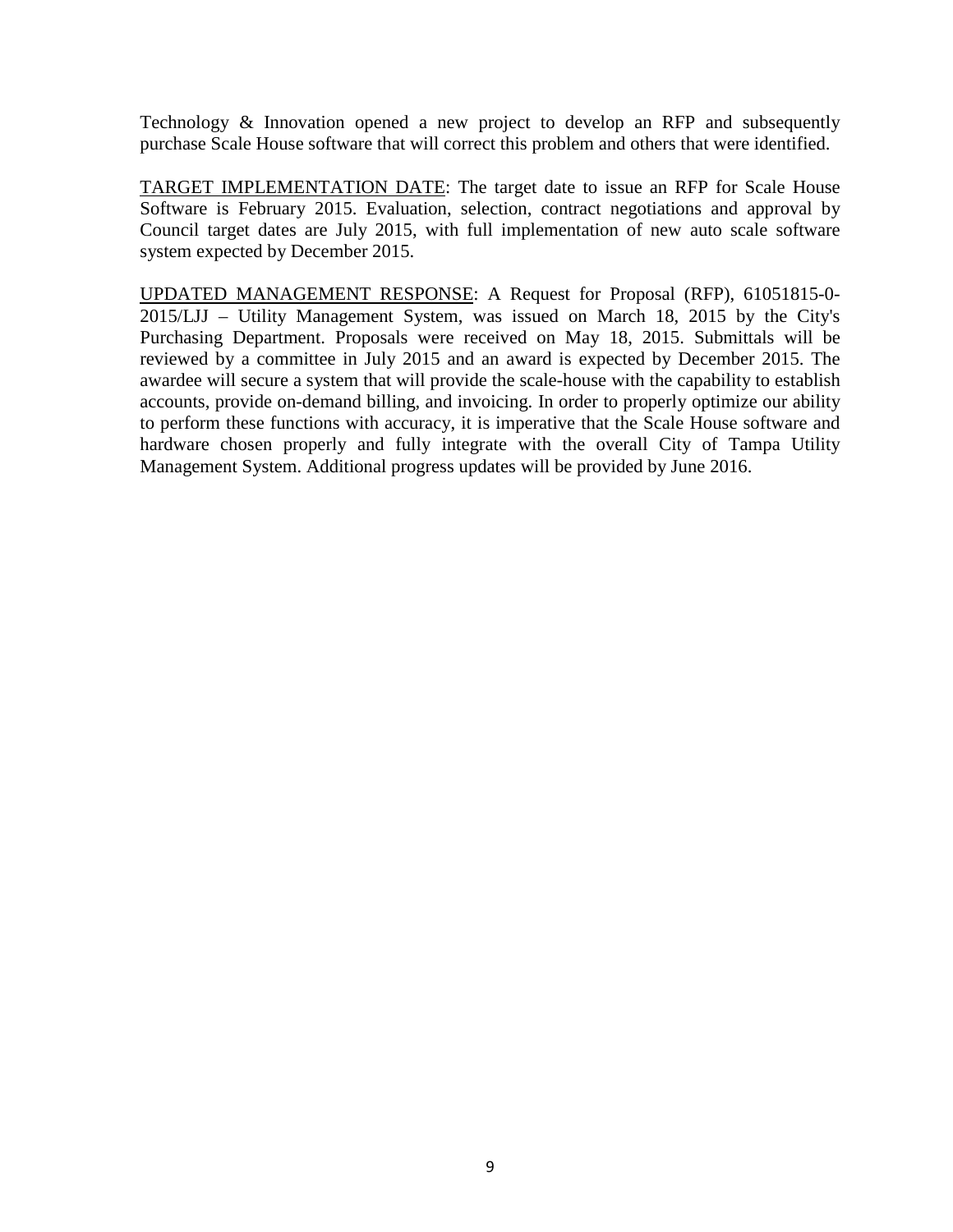Technology & Innovation opened a new project to develop an RFP and subsequently purchase Scale House software that will correct this problem and others that were identified.

TARGET IMPLEMENTATION DATE: The target date to issue an RFP for Scale House Software is February 2015. Evaluation, selection, contract negotiations and approval by Council target dates are July 2015, with full implementation of new auto scale software system expected by December 2015.

UPDATED MANAGEMENT RESPONSE: A Request for Proposal (RFP), 61051815-0-2015/LJJ – Utility Management System, was issued on March 18, 2015 by the City's Purchasing Department. Proposals were received on May 18, 2015. Submittals will be reviewed by a committee in July 2015 and an award is expected by December 2015. The awardee will secure a system that will provide the scale-house with the capability to establish accounts, provide on-demand billing, and invoicing. In order to properly optimize our ability to perform these functions with accuracy, it is imperative that the Scale House software and hardware chosen properly and fully integrate with the overall City of Tampa Utility Management System. Additional progress updates will be provided by June 2016.